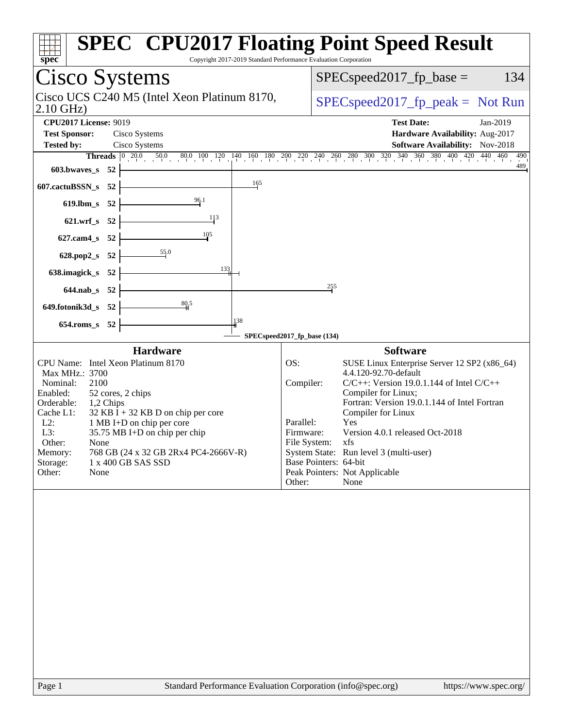# SPEC CPU2017 Floating Point Speed Result

Copyright 2017-2019 Standard Performance Evaluation Corporation

## Cisco Systems

Cisco UCS C240 M5 (Intel Xeon Platinum 8170, 2.10 GHz)

SPECspeed2017_fp_base = 134

SPECspeed2017_fp_peak = Not Run

**CPU2017 License:** 9019
**Test Sponsor:** Cisco Systems
**Tested by:** Cisco Systems

**Test Date:** Jan-2019
**Hardware Availability:** Aug-2017
**Software Availability:** Nov-2018

| Benchmark | Threads | Base Result |
|---|---|---|
| 603.bwaves_s | 52 | 489 |
| 607.cactuBSSN_s | 52 | 165 |
| 619.lbm_s | 52 | 96.1 |
| 621.wrf_s | 52 | 113 |
| 627.cam4_s | 52 | 105 |
| 628.pop2_s | 52 | 55.0 |
| 638.imagick_s | 52 | 133 |
| 644.nab_s | 52 | 255 |
| 649.fotonik3d_s | 52 | 80.5 |
| 654.roms_s | 52 | 138 |

SPECspeed2017_fp_base (134)

### Hardware

| | |
|---|---|
| CPU Name: | Intel Xeon Platinum 8170 |
| Max MHz.: | 3700 |
| Nominal: | 2100 |
| Enabled: | 52 cores, 2 chips |
| Orderable: | 1,2 Chips |
| Cache L1: | 32 KB I + 32 KB D on chip per core |
| L2: | 1 MB I+D on chip per core |
| L3: | 35.75 MB I+D on chip per chip |
| Other: | None |
| Memory: | 768 GB (24 x 32 GB 2Rx4 PC4-2666V-R) |
| Storage: | 1 x 400 GB SAS SSD |
| Other: | None |

### Software

| | |
|---|---|
| OS: | SUSE Linux Enterprise Server 12 SP2 (x86_64) 4.4.120-92.70-default |
| Compiler: | C/C++: Version 19.0.1.144 of Intel C/C++ Compiler for Linux; Fortran: Version 19.0.1.144 of Intel Fortran Compiler for Linux |
| Parallel: | Yes |
| Firmware: | Version 4.0.1 released Oct-2018 |
| File System: | xfs |
| System State: | Run level 3 (multi-user) |
| Base Pointers: | 64-bit |
| Peak Pointers: | Not Applicable |
| Other: | None |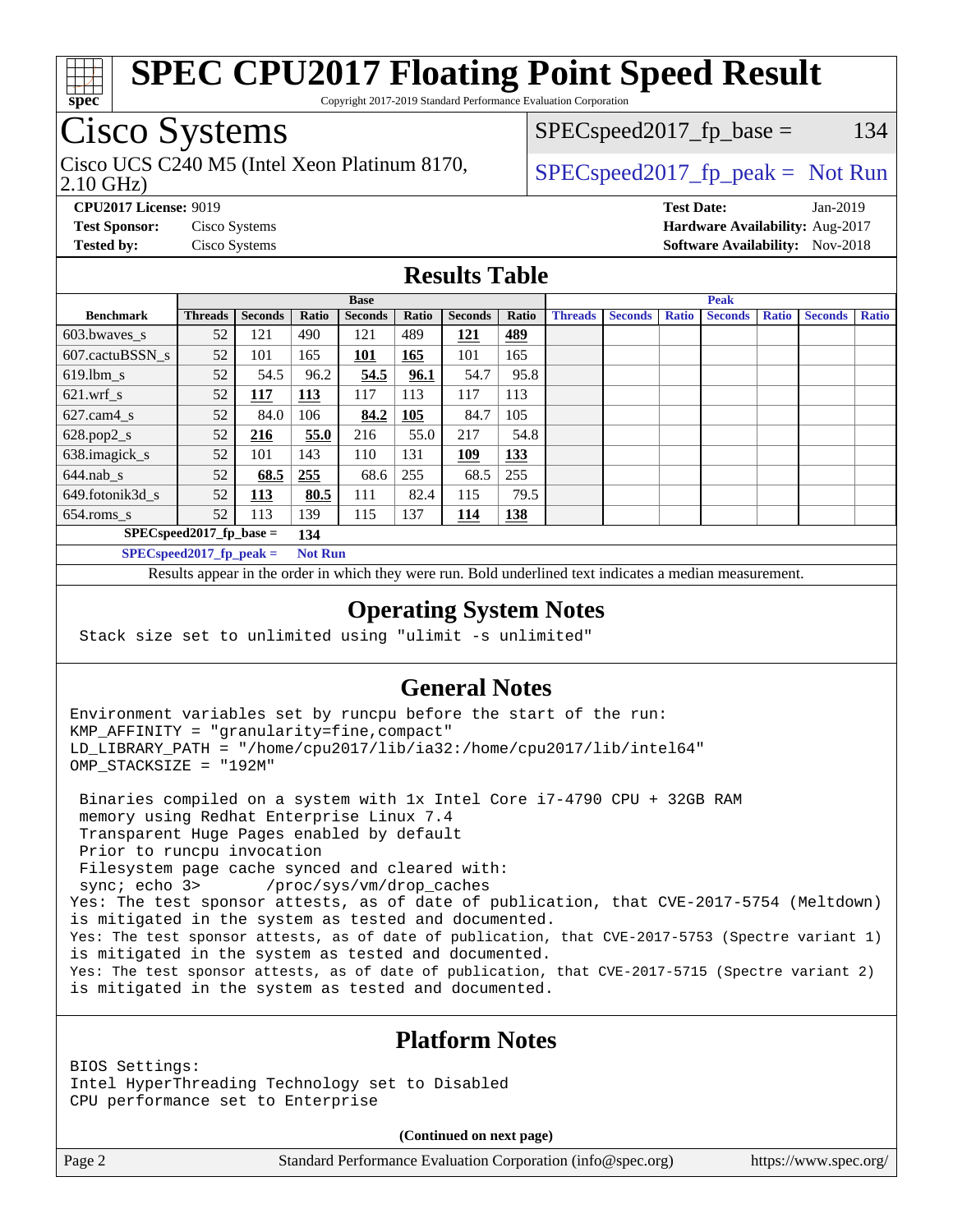# SPEC CPU2017 Floating Point Speed Result

Copyright 2017-2019 Standard Performance Evaluation Corporation

## Cisco Systems

Cisco UCS C240 M5 (Intel Xeon Platinum 8170, 2.10 GHz)

SPECspeed2017_fp_base = 134

SPECspeed2017_fp_peak = Not Run

**CPU2017 License:** 9019
**Test Sponsor:** Cisco Systems
**Tested by:** Cisco Systems

**Test Date:** Jan-2019
**Hardware Availability:** Aug-2017
**Software Availability:** Nov-2018

## Results Table

| Benchmark | Base | | | | | | | Peak | | | | | | |
|---|---|---|---|---|---|---|---|---|---|---|---|---|---|---|
| | Threads | Seconds | Ratio | Seconds | Ratio | Seconds | Ratio | Threads | Seconds | Ratio | Seconds | Ratio | Seconds | Ratio |
| 603.bwaves_s | 52 | 121 | 490 | 121 | 489 | **121** | **489** | | | | | | | |
| 607.cactuBSSN_s | 52 | 101 | 165 | **101** | **165** | 101 | 165 | | | | | | | |
| 619.lbm_s | 52 | 54.5 | 96.2 | **54.5** | **96.1** | 54.7 | 95.8 | | | | | | | |
| 621.wrf_s | 52 | **117** | **113** | 117 | 113 | 117 | 113 | | | | | | | |
| 627.cam4_s | 52 | 84.0 | 106 | **84.2** | **105** | 84.7 | 105 | | | | | | | |
| 628.pop2_s | 52 | **216** | **55.0** | 216 | 55.0 | 217 | 54.8 | | | | | | | |
| 638.imagick_s | 52 | 101 | 143 | 110 | 131 | **109** | **133** | | | | | | | |
| 644.nab_s | 52 | **68.5** | **255** | 68.6 | 255 | 68.5 | 255 | | | | | | | |
| 649.fotonik3d_s | 52 | **113** | **80.5** | 111 | 82.4 | 115 | 79.5 | | | | | | | |
| 654.roms_s | 52 | 113 | 139 | 115 | 137 | **114** | **138** | | | | | | | |

SPECspeed2017_fp_base = **134**

SPECspeed2017_fp_peak = **Not Run**

Results appear in the order in which they were run. Bold underlined text indicates a median measurement.

## Operating System Notes

```
Stack size set to unlimited using "ulimit -s unlimited"
```

## General Notes

```
Environment variables set by runcpu before the start of the run:
KMP_AFFINITY = "granularity=fine,compact"
LD_LIBRARY_PATH = "/home/cpu2017/lib/ia32:/home/cpu2017/lib/intel64"
OMP_STACKSIZE = "192M"

 Binaries compiled on a system with 1x Intel Core i7-4790 CPU + 32GB RAM
 memory using Redhat Enterprise Linux 7.4
 Transparent Huge Pages enabled by default
 Prior to runcpu invocation
 Filesystem page cache synced and cleared with:
 sync; echo 3>       /proc/sys/vm/drop_caches
Yes: The test sponsor attests, as of date of publication, that CVE-2017-5754 (Meltdown)
is mitigated in the system as tested and documented.
Yes: The test sponsor attests, as of date of publication, that CVE-2017-5753 (Spectre variant 1)
is mitigated in the system as tested and documented.
Yes: The test sponsor attests, as of date of publication, that CVE-2017-5715 (Spectre variant 2)
is mitigated in the system as tested and documented.
```

## Platform Notes

```
BIOS Settings:
Intel HyperThreading Technology set to Disabled
CPU performance set to Enterprise
```

**(Continued on next page)**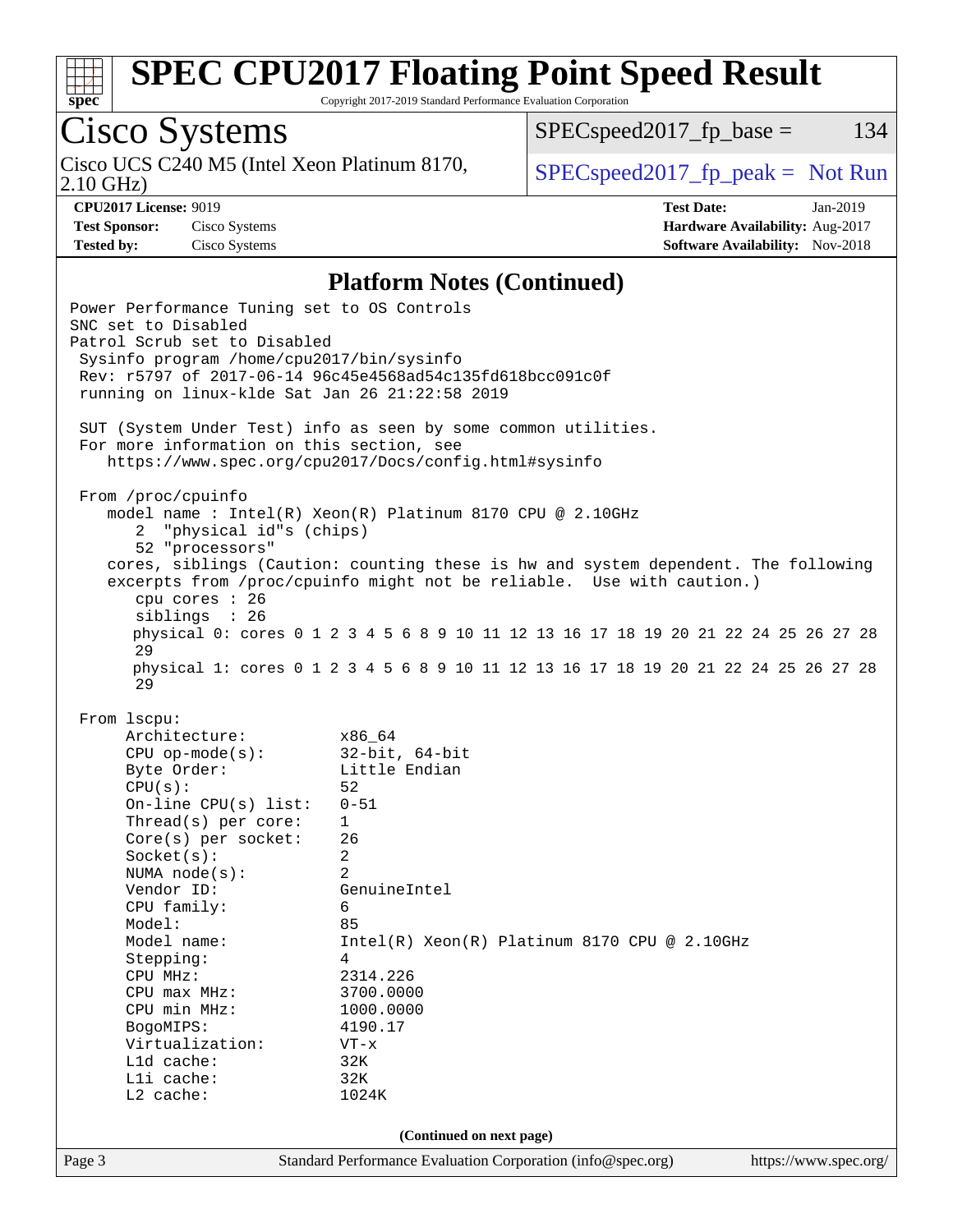# SPEC CPU2017 Floating Point Speed Result

Copyright 2017-2019 Standard Performance Evaluation Corporation

**Cisco Systems**

Cisco UCS C240 M5 (Intel Xeon Platinum 8170, 2.10 GHz)

SPECspeed2017_fp_base = 134

SPECspeed2017_fp_peak = Not Run

**CPU2017 License:** 9019
**Test Sponsor:** Cisco Systems
**Tested by:** Cisco Systems

**Test Date:** Jan-2019
**Hardware Availability:** Aug-2017
**Software Availability:** Nov-2018

## Platform Notes (Continued)

```
Power Performance Tuning set to OS Controls
SNC set to Disabled
Patrol Scrub set to Disabled
 Sysinfo program /home/cpu2017/bin/sysinfo
 Rev: r5797 of 2017-06-14 96c45e4568ad54c135fd618bcc091c0f
 running on linux-klde Sat Jan 26 21:22:58 2019

 SUT (System Under Test) info as seen by some common utilities.
 For more information on this section, see
    https://www.spec.org/cpu2017/Docs/config.html#sysinfo

 From /proc/cpuinfo
    model name : Intel(R) Xeon(R) Platinum 8170 CPU @ 2.10GHz
       2  "physical id"s (chips)
       52 "processors"
    cores, siblings (Caution: counting these is hw and system dependent. The following
    excerpts from /proc/cpuinfo might not be reliable.  Use with caution.)
       cpu cores : 26
       siblings  : 26
       physical 0: cores 0 1 2 3 4 5 6 8 9 10 11 12 13 16 17 18 19 20 21 22 24 25 26 27 28
       29
       physical 1: cores 0 1 2 3 4 5 6 8 9 10 11 12 13 16 17 18 19 20 21 22 24 25 26 27 28
       29

 From lscpu:
      Architecture:          x86_64
      CPU op-mode(s):        32-bit, 64-bit
      Byte Order:            Little Endian
      CPU(s):                52
      On-line CPU(s) list:   0-51
      Thread(s) per core:    1
      Core(s) per socket:    26
      Socket(s):             2
      NUMA node(s):          2
      Vendor ID:             GenuineIntel
      CPU family:            6
      Model:                 85
      Model name:            Intel(R) Xeon(R) Platinum 8170 CPU @ 2.10GHz
      Stepping:              4
      CPU MHz:               2314.226
      CPU max MHz:           3700.0000
      CPU min MHz:           1000.0000
      BogoMIPS:              4190.17
      Virtualization:        VT-x
      L1d cache:             32K
      L1i cache:             32K
      L2 cache:              1024K
```

(Continued on next page)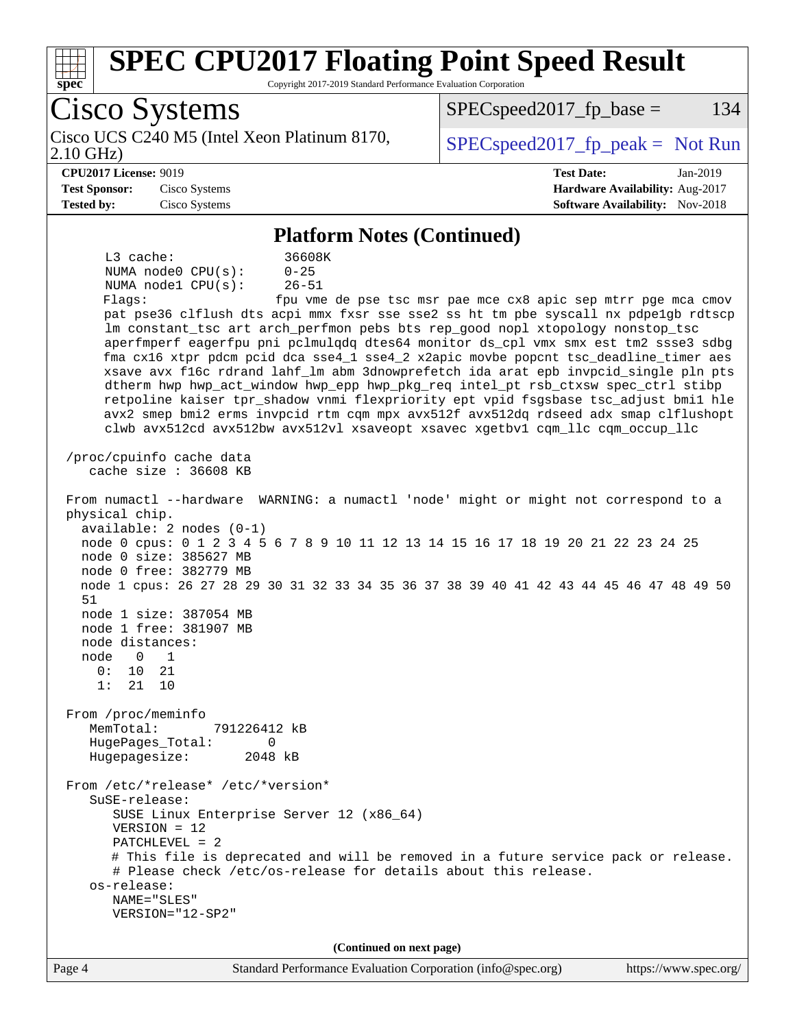# SPEC CPU2017 Floating Point Speed Result

Copyright 2017-2019 Standard Performance Evaluation Corporation

**Cisco Systems**

Cisco UCS C240 M5 (Intel Xeon Platinum 8170, 2.10 GHz)

SPECspeed2017_fp_base = 134

SPECspeed2017_fp_peak = Not Run

**CPU2017 License:** 9019
**Test Sponsor:** Cisco Systems
**Tested by:** Cisco Systems

**Test Date:** Jan-2019
**Hardware Availability:** Aug-2017
**Software Availability:** Nov-2018

## Platform Notes (Continued)

```
     L3 cache:              36608K
     NUMA node0 CPU(s):     0-25
     NUMA node1 CPU(s):     26-51
     Flags:                 fpu vme de pse tsc msr pae mce cx8 apic sep mtrr pge mca cmov
     pat pse36 clflush dts acpi mmx fxsr sse sse2 ss ht tm pbe syscall nx pdpe1gb rdtscp
     lm constant_tsc art arch_perfmon pebs bts rep_good nopl xtopology nonstop_tsc
     aperfmperf eagerfpu pni pclmulqdq dtes64 monitor ds_cpl vmx smx est tm2 ssse3 sdbg
     fma cx16 xtpr pdcm pcid dca sse4_1 sse4_2 x2apic movbe popcnt tsc_deadline_timer aes
     xsave avx f16c rdrand lahf_lm abm 3dnowprefetch ida arat epb invpcid_single pln pts
     dtherm hwp hwp_act_window hwp_epp hwp_pkg_req intel_pt rsb_ctxsw spec_ctrl stibp
     retpoline kaiser tpr_shadow vnmi flexpriority ept vpid fsgsbase tsc_adjust bmi1 hle
     avx2 smep bmi2 erms invpcid rtm cqm mpx avx512f avx512dq rdseed adx smap clflushopt
     clwb avx512cd avx512bw avx512vl xsaveopt xsavec xgetbv1 cqm_llc cqm_occup_llc

 /proc/cpuinfo cache data
    cache size : 36608 KB

 From numactl --hardware  WARNING: a numactl 'node' might or might not correspond to a
 physical chip.
   available: 2 nodes (0-1)
   node 0 cpus: 0 1 2 3 4 5 6 7 8 9 10 11 12 13 14 15 16 17 18 19 20 21 22 23 24 25
   node 0 size: 385627 MB
   node 0 free: 382779 MB
   node 1 cpus: 26 27 28 29 30 31 32 33 34 35 36 37 38 39 40 41 42 43 44 45 46 47 48 49 50
   51
   node 1 size: 387054 MB
   node 1 free: 381907 MB
   node distances:
   node   0   1
     0:  10  21
     1:  21  10

 From /proc/meminfo
    MemTotal:       791226412 kB
    HugePages_Total:       0
    Hugepagesize:       2048 kB

 From /etc/*release* /etc/*version*
    SuSE-release:
       SUSE Linux Enterprise Server 12 (x86_64)
       VERSION = 12
       PATCHLEVEL = 2
       # This file is deprecated and will be removed in a future service pack or release.
       # Please check /etc/os-release for details about this release.
    os-release:
       NAME="SLES"
       VERSION="12-SP2"
```

**(Continued on next page)**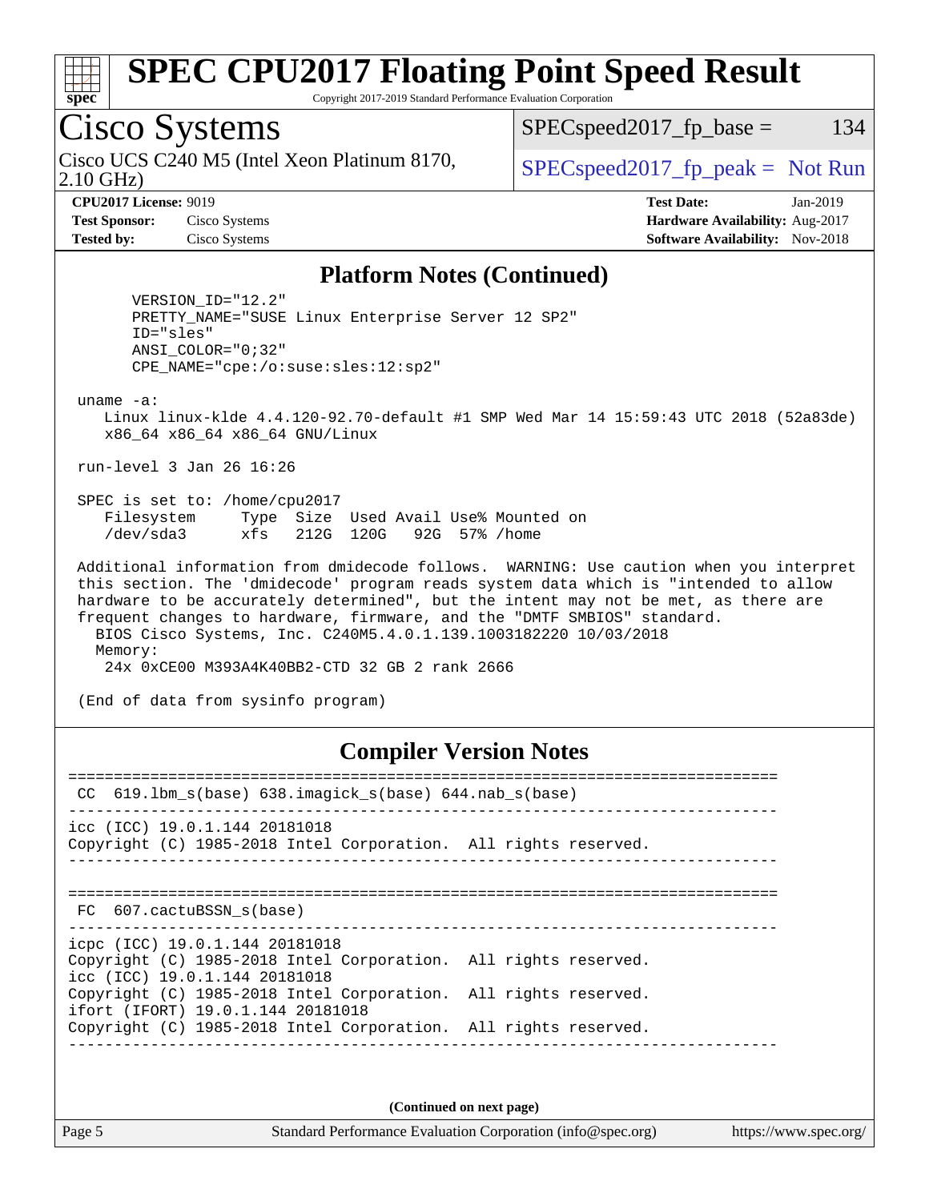## Platform Notes (Continued)

```
      VERSION_ID="12.2"
      PRETTY_NAME="SUSE Linux Enterprise Server 12 SP2"
      ID="sles"
      ANSI_COLOR="0;32"
      CPE_NAME="cpe:/o:suse:sles:12:sp2"

 uname -a:
    Linux linux-klde 4.4.120-92.70-default #1 SMP Wed Mar 14 15:59:43 UTC 2018 (52a83de)
    x86_64 x86_64 x86_64 GNU/Linux

 run-level 3 Jan 26 16:26

 SPEC is set to: /home/cpu2017
    Filesystem     Type  Size  Used Avail Use% Mounted on
    /dev/sda3      xfs   212G  120G   92G  57% /home

 Additional information from dmidecode follows.  WARNING: Use caution when you interpret
 this section. The 'dmidecode' program reads system data which is "intended to allow
 hardware to be accurately determined", but the intent may not be met, as there are
 frequent changes to hardware, firmware, and the "DMTF SMBIOS" standard.
   BIOS Cisco Systems, Inc. C240M5.4.0.1.139.1003182220 10/03/2018
   Memory:
     24x 0xCE00 M393A4K40BB2-CTD 32 GB 2 rank 2666

 (End of data from sysinfo program)
```

## Compiler Version Notes

```
==============================================================================
 CC  619.lbm_s(base) 638.imagick_s(base) 644.nab_s(base)
------------------------------------------------------------------------------
icc (ICC) 19.0.1.144 20181018
Copyright (C) 1985-2018 Intel Corporation.  All rights reserved.
------------------------------------------------------------------------------

==============================================================================
 FC  607.cactuBSSN_s(base)
------------------------------------------------------------------------------
icpc (ICC) 19.0.1.144 20181018
Copyright (C) 1985-2018 Intel Corporation.  All rights reserved.
icc (ICC) 19.0.1.144 20181018
Copyright (C) 1985-2018 Intel Corporation.  All rights reserved.
ifort (IFORT) 19.0.1.144 20181018
Copyright (C) 1985-2018 Intel Corporation.  All rights reserved.
------------------------------------------------------------------------------
```

(Continued on next page)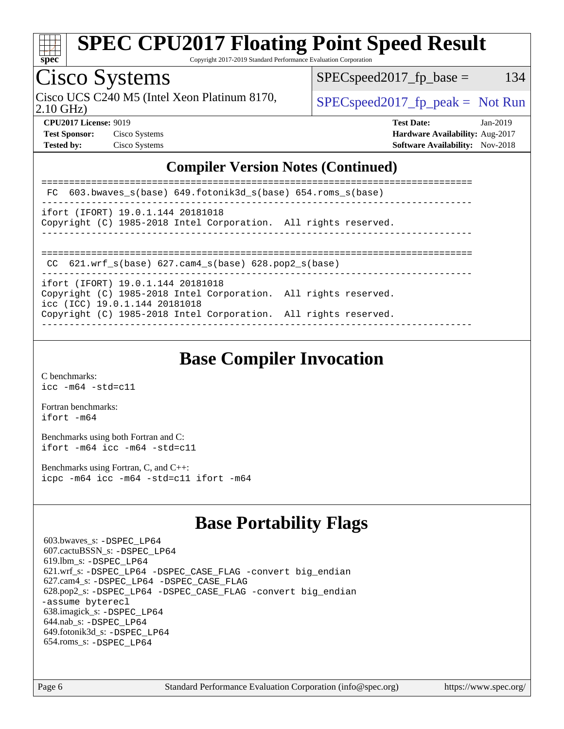## Compiler Version Notes (Continued)

```
==============================================================================
 FC  603.bwaves_s(base) 649.fotonik3d_s(base) 654.roms_s(base)
------------------------------------------------------------------------------
ifort (IFORT) 19.0.1.144 20181018
Copyright (C) 1985-2018 Intel Corporation.  All rights reserved.
------------------------------------------------------------------------------

==============================================================================
 CC  621.wrf_s(base) 627.cam4_s(base) 628.pop2_s(base)
------------------------------------------------------------------------------
ifort (IFORT) 19.0.1.144 20181018
Copyright (C) 1985-2018 Intel Corporation.  All rights reserved.
icc (ICC) 19.0.1.144 20181018
Copyright (C) 1985-2018 Intel Corporation.  All rights reserved.
------------------------------------------------------------------------------
```

## Base Compiler Invocation

C benchmarks:
icc -m64 -std=c11

Fortran benchmarks:
ifort -m64

Benchmarks using both Fortran and C:
ifort -m64 icc -m64 -std=c11

Benchmarks using Fortran, C, and C++:
icpc -m64 icc -m64 -std=c11 ifort -m64

## Base Portability Flags

603.bwaves_s: -DSPEC_LP64
607.cactuBSSN_s: -DSPEC_LP64
619.lbm_s: -DSPEC_LP64
621.wrf_s: -DSPEC_LP64 -DSPEC_CASE_FLAG -convert big_endian
627.cam4_s: -DSPEC_LP64 -DSPEC_CASE_FLAG
628.pop2_s: -DSPEC_LP64 -DSPEC_CASE_FLAG -convert big_endian -assume byterecl
638.imagick_s: -DSPEC_LP64
644.nab_s: -DSPEC_LP64
649.fotonik3d_s: -DSPEC_LP64
654.roms_s: -DSPEC_LP64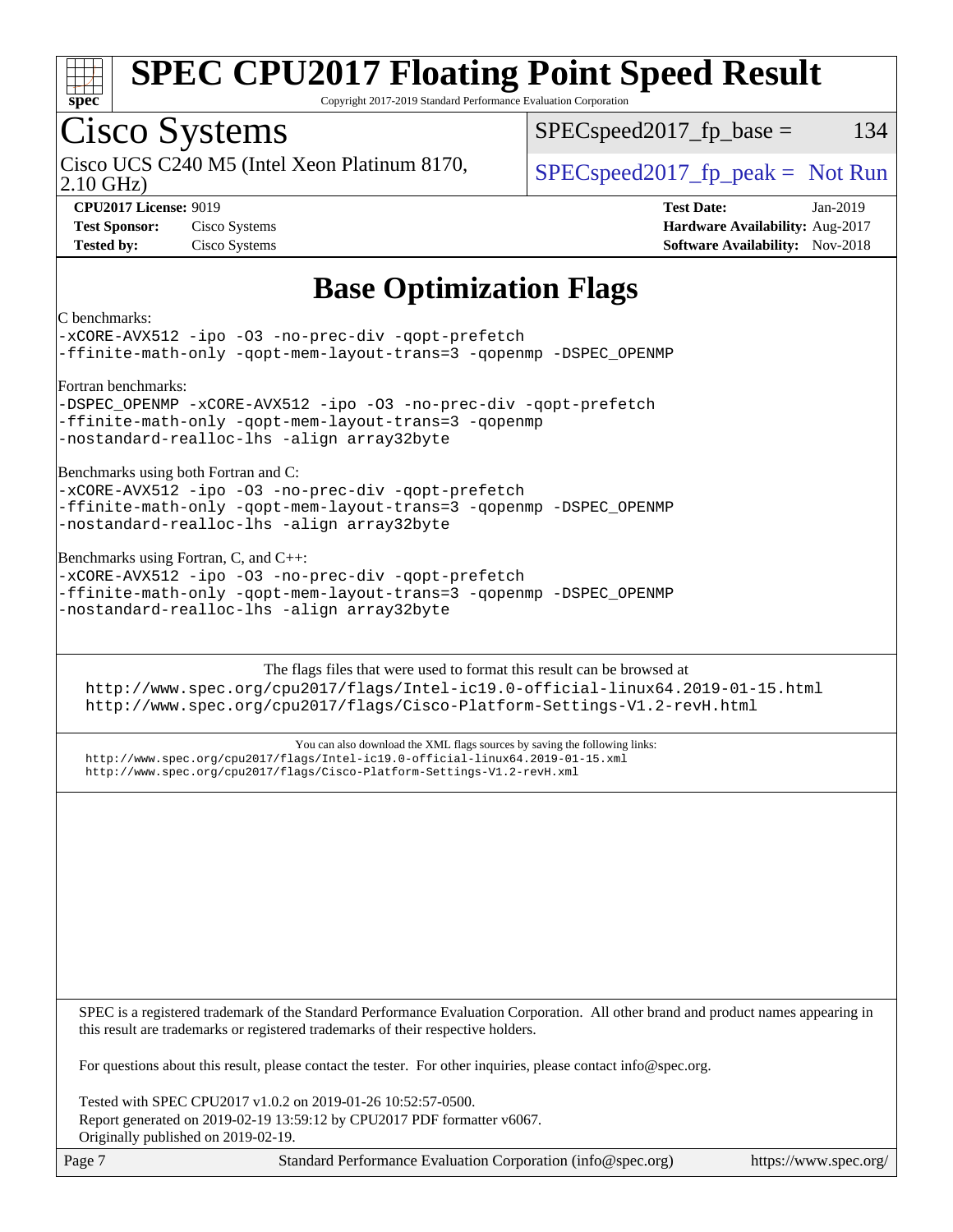# Base Optimization Flags

C benchmarks:

```
-xCORE-AVX512 -ipo -O3 -no-prec-div -qopt-prefetch
-ffinite-math-only -qopt-mem-layout-trans=3 -qopenmp -DSPEC_OPENMP
```

Fortran benchmarks:

```
-DSPEC_OPENMP -xCORE-AVX512 -ipo -O3 -no-prec-div -qopt-prefetch
-ffinite-math-only -qopt-mem-layout-trans=3 -qopenmp
-nostandard-realloc-lhs -align array32byte
```

Benchmarks using both Fortran and C:

```
-xCORE-AVX512 -ipo -O3 -no-prec-div -qopt-prefetch
-ffinite-math-only -qopt-mem-layout-trans=3 -qopenmp -DSPEC_OPENMP
-nostandard-realloc-lhs -align array32byte
```

Benchmarks using Fortran, C, and C++:

```
-xCORE-AVX512 -ipo -O3 -no-prec-div -qopt-prefetch
-ffinite-math-only -qopt-mem-layout-trans=3 -qopenmp -DSPEC_OPENMP
-nostandard-realloc-lhs -align array32byte
```

The flags files that were used to format this result can be browsed at

http://www.spec.org/cpu2017/flags/Intel-ic19.0-official-linux64.2019-01-15.html
http://www.spec.org/cpu2017/flags/Cisco-Platform-Settings-V1.2-revH.html

You can also download the XML flags sources by saving the following links:

http://www.spec.org/cpu2017/flags/Intel-ic19.0-official-linux64.2019-01-15.xml
http://www.spec.org/cpu2017/flags/Cisco-Platform-Settings-V1.2-revH.xml

SPEC is a registered trademark of the Standard Performance Evaluation Corporation. All other brand and product names appearing in this result are trademarks or registered trademarks of their respective holders.

For questions about this result, please contact the tester. For other inquiries, please contact info@spec.org.

Tested with SPEC CPU2017 v1.0.2 on 2019-01-26 10:52:57-0500.
Report generated on 2019-02-19 13:59:12 by CPU2017 PDF formatter v6067.
Originally published on 2019-02-19.